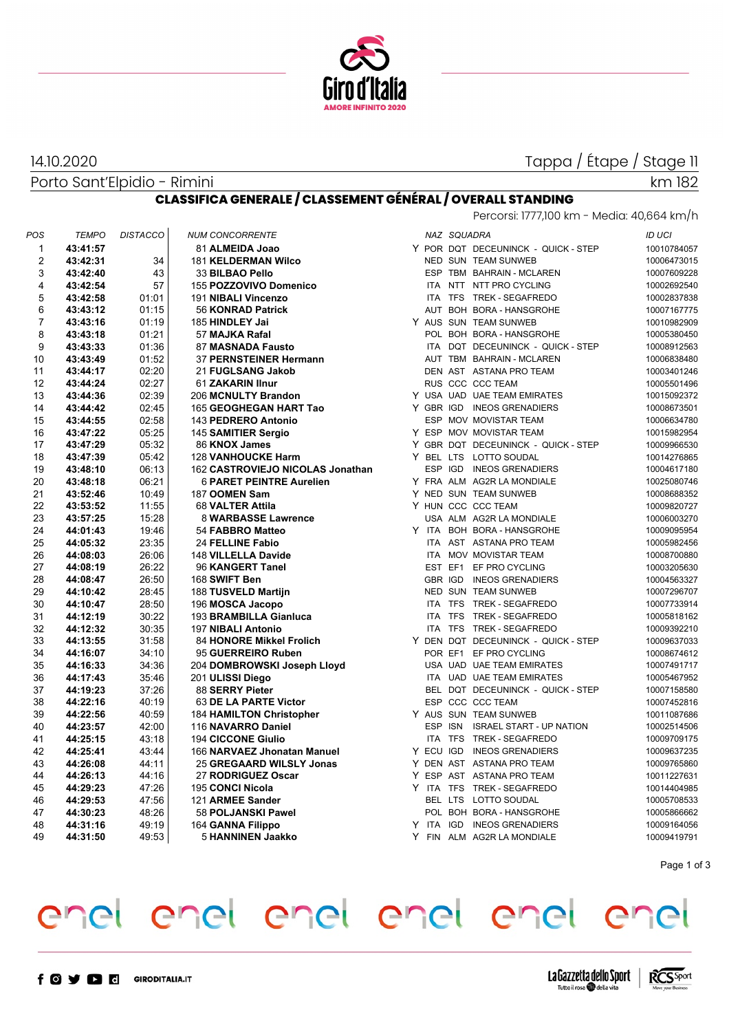14.10.2020

Tappa / Étape / Stage 11

Porto Sant'Elpidio - Rimini

km 182

## CLASSIFICA GENERALE / CLASSEMENT GÉNÉRAL / OVERALL STANDING

Percorsi: 1777,100 km - Media: 40,664 km/h

| POS | TEMPO | DISTACCO | NUM CONCORRENTE | | NAZ | SQUADRA | | ID UCI |
|---|---|---|---|---|---|---|---|---|
| 1 | **43:41:57** | | 81 **ALMEIDA Joao** | Y | POR | DQT | DECEUNINCK - QUICK - STEP | 10010784057 |
| 2 | **43:42:31** | 34 | 181 **KELDERMAN Wilco** | | NED | SUN | TEAM SUNWEB | 10006473015 |
| 3 | **43:42:40** | 43 | 33 **BILBAO Pello** | | ESP | TBM | BAHRAIN - MCLAREN | 10007609228 |
| 4 | **43:42:54** | 57 | 155 **POZZOVIVO Domenico** | | ITA | NTT | NTT PRO CYCLING | 10002692540 |
| 5 | **43:42:58** | 01:01 | 191 **NIBALI Vincenzo** | | ITA | TFS | TREK - SEGAFREDO | 10002837838 |
| 6 | **43:43:12** | 01:15 | 56 **KONRAD Patrick** | | AUT | BOH | BORA - HANSGROHE | 10007167775 |
| 7 | **43:43:16** | 01:19 | 185 **HINDLEY Jai** | Y | AUS | SUN | TEAM SUNWEB | 10010982909 |
| 8 | **43:43:18** | 01:21 | 57 **MAJKA Rafal** | | POL | BOH | BORA - HANSGROHE | 10005380450 |
| 9 | **43:43:33** | 01:36 | 87 **MASNADA Fausto** | | ITA | DQT | DECEUNINCK - QUICK - STEP | 10008912563 |
| 10 | **43:43:49** | 01:52 | 37 **PERNSTEINER Hermann** | | AUT | TBM | BAHRAIN - MCLAREN | 10006838480 |
| 11 | **43:44:17** | 02:20 | 21 **FUGLSANG Jakob** | | DEN | AST | ASTANA PRO TEAM | 10003401246 |
| 12 | **43:44:24** | 02:27 | 61 **ZAKARIN Ilnur** | | RUS | CCC | CCC TEAM | 10005501496 |
| 13 | **43:44:36** | 02:39 | 206 **MCNULTY Brandon** | Y | USA | UAD | UAE TEAM EMIRATES | 10015092372 |
| 14 | **43:44:42** | 02:45 | 165 **GEOGHEGAN HART Tao** | Y | GBR | IGD | INEOS GRENADIERS | 10008673501 |
| 15 | **43:44:55** | 02:58 | 143 **PEDRERO Antonio** | | ESP | MOV | MOVISTAR TEAM | 10006634780 |
| 16 | **43:47:22** | 05:25 | 145 **SAMITIER Sergio** | Y | ESP | MOV | MOVISTAR TEAM | 10015982954 |
| 17 | **43:47:29** | 05:32 | 86 **KNOX James** | Y | GBR | DQT | DECEUNINCK - QUICK - STEP | 10009966530 |
| 18 | **43:47:39** | 05:42 | 128 **VANHOUCKE Harm** | Y | BEL | LTS | LOTTO SOUDAL | 10014276865 |
| 19 | **43:48:10** | 06:13 | 162 **CASTROVIEJO NICOLAS Jonathan** | | ESP | IGD | INEOS GRENADIERS | 10004617180 |
| 20 | **43:48:18** | 06:21 | 6 **PARET PEINTRE Aurelien** | Y | FRA | ALM | AG2R LA MONDIALE | 10025080746 |
| 21 | **43:52:46** | 10:49 | 187 **OOMEN Sam** | Y | NED | SUN | TEAM SUNWEB | 10008688352 |
| 22 | **43:53:52** | 11:55 | 68 **VALTER Attila** | Y | HUN | CCC | CCC TEAM | 10009820727 |
| 23 | **43:57:25** | 15:28 | 8 **WARBASSE Lawrence** | | USA | ALM | AG2R LA MONDIALE | 10006003270 |
| 24 | **44:01:43** | 19:46 | 54 **FABBRO Matteo** | Y | ITA | BOH | BORA - HANSGROHE | 10009095954 |
| 25 | **44:05:32** | 23:35 | 24 **FELLINE Fabio** | | ITA | AST | ASTANA PRO TEAM | 10005982456 |
| 26 | **44:08:03** | 26:06 | 148 **VILLELLA Davide** | | ITA | MOV | MOVISTAR TEAM | 10008700880 |
| 27 | **44:08:19** | 26:22 | 96 **KANGERT Tanel** | | EST | EF1 | EF PRO CYCLING | 10003205630 |
| 28 | **44:08:47** | 26:50 | 168 **SWIFT Ben** | | GBR | IGD | INEOS GRENADIERS | 10004563327 |
| 29 | **44:10:42** | 28:45 | 188 **TUSVELD Martijn** | | NED | SUN | TEAM SUNWEB | 10007296707 |
| 30 | **44:10:47** | 28:50 | 196 **MOSCA Jacopo** | | ITA | TFS | TREK - SEGAFREDO | 10007733914 |
| 31 | **44:12:19** | 30:22 | 193 **BRAMBILLA Gianluca** | | ITA | TFS | TREK - SEGAFREDO | 10005818162 |
| 32 | **44:12:32** | 30:35 | 197 **NIBALI Antonio** | | ITA | TFS | TREK - SEGAFREDO | 10009392210 |
| 33 | **44:13:55** | 31:58 | 84 **HONORE Mikkel Frolich** | Y | DEN | DQT | DECEUNINCK - QUICK - STEP | 10009637033 |
| 34 | **44:16:07** | 34:10 | 95 **GUERREIRO Ruben** | | POR | EF1 | EF PRO CYCLING | 10008674612 |
| 35 | **44:16:33** | 34:36 | 204 **DOMBROWSKI Joseph Lloyd** | | USA | UAD | UAE TEAM EMIRATES | 10007491717 |
| 36 | **44:17:43** | 35:46 | 201 **ULISSI Diego** | | ITA | UAD | UAE TEAM EMIRATES | 10005467952 |
| 37 | **44:19:23** | 37:26 | 88 **SERRY Pieter** | | BEL | DQT | DECEUNINCK - QUICK - STEP | 10007158580 |
| 38 | **44:22:16** | 40:19 | 63 **DE LA PARTE Victor** | | ESP | CCC | CCC TEAM | 10007452816 |
| 39 | **44:22:56** | 40:59 | 184 **HAMILTON Christopher** | Y | AUS | SUN | TEAM SUNWEB | 10011087686 |
| 40 | **44:23:57** | 42:00 | 116 **NAVARRO Daniel** | | ESP | ISN | ISRAEL START - UP NATION | 10002514506 |
| 41 | **44:25:15** | 43:18 | 194 **CICCONE Giulio** | | ITA | TFS | TREK - SEGAFREDO | 10009709175 |
| 42 | **44:25:41** | 43:44 | 166 **NARVAEZ Jhonatan Manuel** | Y | ECU | IGD | INEOS GRENADIERS | 10009637235 |
| 43 | **44:26:08** | 44:11 | 25 **GREGAARD WILSLY Jonas** | Y | DEN | AST | ASTANA PRO TEAM | 10009765860 |
| 44 | **44:26:13** | 44:16 | 27 **RODRIGUEZ Oscar** | Y | ESP | AST | ASTANA PRO TEAM | 10011227631 |
| 45 | **44:29:23** | 47:26 | 195 **CONCI Nicola** | Y | ITA | TFS | TREK - SEGAFREDO | 10014404985 |
| 46 | **44:29:53** | 47:56 | 121 **ARMEE Sander** | | BEL | LTS | LOTTO SOUDAL | 10005708533 |
| 47 | **44:30:23** | 48:26 | 58 **POLJANSKI Pawel** | | POL | BOH | BORA - HANSGROHE | 10005866662 |
| 48 | **44:31:16** | 49:19 | 164 **GANNA Filippo** | Y | ITA | IGD | INEOS GRENADIERS | 10009164056 |
| 49 | **44:31:50** | 49:53 | 5 **HANNINEN Jaakko** | Y | FIN | ALM | AG2R LA MONDIALE | 10009419791 |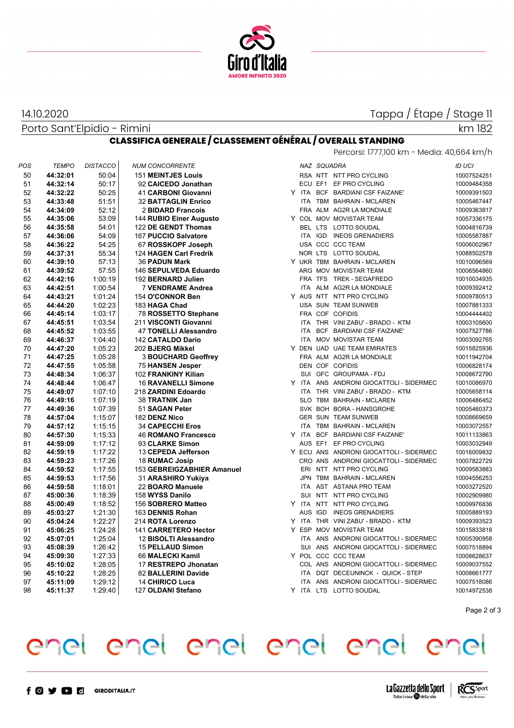14.10.2020

Porto Sant'Elpidio - Rimini

Tappa / Étape / Stage 11

km 182

## CLASSIFICA GENERALE / CLASSEMENT GÉNÉRAL / OVERALL STANDING

Percorsi: 1777,100 km - Media: 40,664 km/h

| POS | TEMPO | DISTACCO | NUM CONCORRENTE | | NAZ | SQUADRA | | ID UCI |
|---|---|---|---|---|---|---|---|---|
| 50 | **44:32:01** | 50:04 | 151 **MEINTJES Louis** | | RSA | NTT | NTT PRO CYCLING | 10007524251 |
| 51 | **44:32:14** | 50:17 | 92 **CAICEDO Jonathan** | | ECU | EF1 | EF PRO CYCLING | 10009484358 |
| 52 | **44:32:22** | 50:25 | 41 **CARBONI Giovanni** | Y | ITA | BCF | BARDIANI CSF FAIZANE' | 10009391503 |
| 53 | **44:33:48** | 51:51 | 32 **BATTAGLIN Enrico** | | ITA | TBM | BAHRAIN - MCLAREN | 10005467447 |
| 54 | **44:34:09** | 52:12 | 2 **BIDARD Francois** | | FRA | ALM | AG2R LA MONDIALE | 10009363817 |
| 55 | **44:35:06** | 53:09 | 144 **RUBIO Einer Augusto** | Y | COL | MOV | MOVISTAR TEAM | 10057336175 |
| 56 | **44:35:58** | 54:01 | 122 **DE GENDT Thomas** | | BEL | LTS | LOTTO SOUDAL | 10004816739 |
| 57 | **44:36:06** | 54:09 | 167 **PUCCIO Salvatore** | | ITA | IGD | INEOS GRENADIERS | 10005587887 |
| 58 | **44:36:22** | 54:25 | 67 **ROSSKOPF Joseph** | | USA | CCC | CCC TEAM | 10006002967 |
| 59 | **44:37:31** | 55:34 | 124 **HAGEN Carl Fredrik** | | NOR | LTS | LOTTO SOUDAL | 10088502578 |
| 60 | **44:39:10** | 57:13 | 36 **PADUN Mark** | Y | UKR | TBM | BAHRAIN - MCLAREN | 10010096569 |
| 61 | **44:39:52** | 57:55 | 146 **SEPULVEDA Eduardo** | | ARG | MOV | MOVISTAR TEAM | 10006564860 |
| 62 | **44:42:16** | 1:00:19 | 192 **BERNARD Julien** | | FRA | TFS | TREK - SEGAFREDO | 10010034935 |
| 63 | **44:42:51** | 1:00:54 | 7 **VENDRAME Andrea** | | ITA | ALM | AG2R LA MONDIALE | 10009392412 |
| 64 | **44:43:21** | 1:01:24 | 154 **O'CONNOR Ben** | Y | AUS | NTT | NTT PRO CYCLING | 10009780513 |
| 65 | **44:44:20** | 1:02:23 | 183 **HAGA Chad** | | USA | SUN | TEAM SUNWEB | 10007881333 |
| 66 | **44:45:14** | 1:03:17 | 78 **ROSSETTO Stephane** | | FRA | COF | COFIDIS | 10004444402 |
| 67 | **44:45:51** | 1:03:54 | 211 **VISCONTI Giovanni** | | ITA | THR | VINI ZABU' - BRADO - KTM | 10003105600 |
| 68 | **44:45:52** | 1:03:55 | 47 **TONELLI Alessandro** | | ITA | BCF | BARDIANI CSF FAIZANE' | 10007527786 |
| 69 | **44:46:37** | 1:04:40 | 142 **CATALDO Dario** | | ITA | MOV | MOVISTAR TEAM | 10003092765 |
| 70 | **44:47:20** | 1:05:23 | 202 **BJERG Mikkel** | Y | DEN | UAD | UAE TEAM EMIRATES | 10015825936 |
| 71 | **44:47:25** | 1:05:28 | 3 **BOUCHARD Geoffrey** | | FRA | ALM | AG2R LA MONDIALE | 10011942704 |
| 72 | **44:47:55** | 1:05:58 | 75 **HANSEN Jesper** | | DEN | COF | COFIDIS | 10006828174 |
| 73 | **44:48:34** | 1:06:37 | 102 **FRANKINY Kilian** | | SUI | GFC | GROUPAMA - FDJ | 10008672790 |
| 74 | **44:48:44** | 1:06:47 | 16 **RAVANELLI Simone** | Y | ITA | ANS | ANDRONI GIOCATTOLI - SIDERMEC | 10010086970 |
| 75 | **44:49:07** | 1:07:10 | 218 **ZARDINI Edoardo** | | ITA | THR | VINI ZABU' - BRADO - KTM | 10005658114 |
| 76 | **44:49:16** | 1:07:19 | 38 **TRATNIK Jan** | | SLO | TBM | BAHRAIN - MCLAREN | 10006486452 |
| 77 | **44:49:36** | 1:07:39 | 51 **SAGAN Peter** | | SVK | BOH | BORA - HANSGROHE | 10005460373 |
| 78 | **44:57:04** | 1:15:07 | 182 **DENZ Nico** | | GER | SUN | TEAM SUNWEB | 10008669659 |
| 79 | **44:57:12** | 1:15:15 | 34 **CAPECCHI Eros** | | ITA | TBM | BAHRAIN - MCLAREN | 10003072557 |
| 80 | **44:57:30** | 1:15:33 | 46 **ROMANO Francesco** | Y | ITA | BCF | BARDIANI CSF FAIZANE' | 10011133863 |
| 81 | **44:59:09** | 1:17:12 | 93 **CLARKE Simon** | | AUS | EF1 | EF PRO CYCLING | 10003032949 |
| 82 | **44:59:19** | 1:17:22 | 13 **CEPEDA Jefferson** | Y | ECU | ANS | ANDRONI GIOCATTOLI - SIDERMEC | 10016009832 |
| 83 | **44:59:23** | 1:17:26 | 18 **RUMAC Josip** | | CRO | ANS | ANDRONI GIOCATTOLI - SIDERMEC | 10007822729 |
| 84 | **44:59:52** | 1:17:55 | 153 **GEBREIGZABHIER Amanuel** | | ERI | NTT | NTT PRO CYCLING | 10009583883 |
| 85 | **44:59:53** | 1:17:56 | 31 **ARASHIRO Yukiya** | | JPN | TBM | BAHRAIN - MCLAREN | 10004556253 |
| 86 | **44:59:58** | 1:18:01 | 22 **BOARO Manuele** | | ITA | AST | ASTANA PRO TEAM | 10003272520 |
| 87 | **45:00:36** | 1:18:39 | 158 **WYSS Danilo** | | SUI | NTT | NTT PRO CYCLING | 10002909980 |
| 88 | **45:00:49** | 1:18:52 | 156 **SOBRERO Matteo** | Y | ITA | NTT | NTT PRO CYCLING | 10009976836 |
| 89 | **45:03:27** | 1:21:30 | 163 **DENNIS Rohan** | | AUS | IGD | INEOS GRENADIERS | 10005889193 |
| 90 | **45:04:24** | 1:22:27 | 214 **ROTA Lorenzo** | Y | ITA | THR | VINI ZABU' - BRADO - KTM | 10009393523 |
| 91 | **45:06:25** | 1:24:28 | 141 **CARRETERO Hector** | Y | ESP | MOV | MOVISTAR TEAM | 10015833818 |
| 92 | **45:07:01** | 1:25:04 | 12 **BISOLTI Alessandro** | | ITA | ANS | ANDRONI GIOCATTOLI - SIDERMEC | 10005390958 |
| 93 | **45:08:39** | 1:26:42 | 15 **PELLAUD Simon** | | SUI | ANS | ANDRONI GIOCATTOLI - SIDERMEC | 10007518894 |
| 94 | **45:09:30** | 1:27:33 | 66 **MALECKI Kamil** | Y | POL | CCC | CCC TEAM | 10008628637 |
| 95 | **45:10:02** | 1:28:05 | 17 **RESTREPO Jhonatan** | | COL | ANS | ANDRONI GIOCATTOLI - SIDERMEC | 10009037552 |
| 96 | **45:10:22** | 1:28:25 | 82 **BALLERINI Davide** | | ITA | DQT | DECEUNINCK - QUICK - STEP | 10008661777 |
| 97 | **45:11:09** | 1:29:12 | 14 **CHIRICO Luca** | | ITA | ANS | ANDRONI GIOCATTOLI - SIDERMEC | 10007518086 |
| 98 | **45:11:37** | 1:29:40 | 127 **OLDANI Stefano** | Y | ITA | LTS | LOTTO SOUDAL | 10014972538 |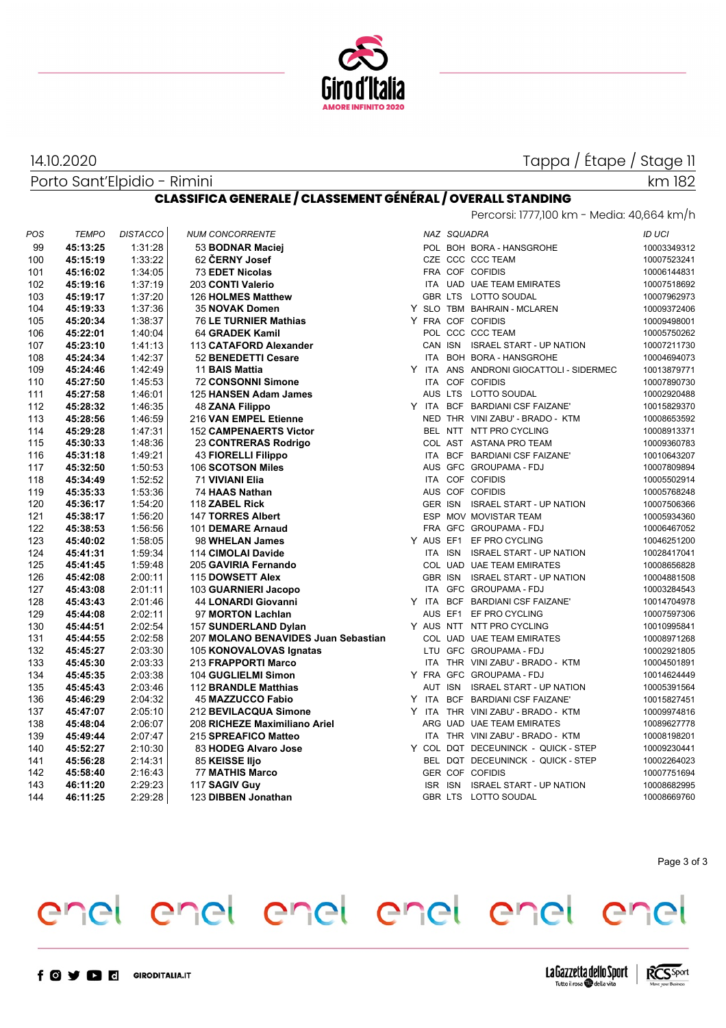14.10.2020

Tappa / Étape / Stage 11

Porto Sant'Elpidio - Rimini

km 182

## CLASSIFICA GENERALE / CLASSEMENT GÉNÉRAL / OVERALL STANDING

Percorsi: 1777,100 km - Media: 40,664 km/h

| POS | TEMPO | DISTACCO | NUM | CONCORRENTE | | NAZ | SQUADRA | | ID UCI |
|---|---|---|---|---|---|---|---|---|---|
| 99 | **45:13:25** | 1:31:28 | 53 | **BODNAR Maciej** | | POL | BOH | BORA - HANSGROHE | 10003349312 |
| 100 | **45:15:19** | 1:33:22 | 62 | **ČERNY Josef** | | CZE | CCC | CCC TEAM | 10007523241 |
| 101 | **45:16:02** | 1:34:05 | 73 | **EDET Nicolas** | | FRA | COF | COFIDIS | 10006144831 |
| 102 | **45:19:16** | 1:37:19 | 203 | **CONTI Valerio** | | ITA | UAD | UAE TEAM EMIRATES | 10007518692 |
| 103 | **45:19:17** | 1:37:20 | 126 | **HOLMES Matthew** | | GBR | LTS | LOTTO SOUDAL | 10007962973 |
| 104 | **45:19:33** | 1:37:36 | 35 | **NOVAK Domen** | Y | SLO | TBM | BAHRAIN - MCLAREN | 10009372406 |
| 105 | **45:20:34** | 1:38:37 | 76 | **LE TURNIER Mathias** | Y | FRA | COF | COFIDIS | 10009498001 |
| 106 | **45:22:01** | 1:40:04 | 64 | **GRADEK Kamil** | | POL | CCC | CCC TEAM | 10005750262 |
| 107 | **45:23:10** | 1:41:13 | 113 | **CATAFORD Alexander** | | CAN | ISN | ISRAEL START - UP NATION | 10007211730 |
| 108 | **45:24:34** | 1:42:37 | 52 | **BENEDETTI Cesare** | | ITA | BOH | BORA - HANSGROHE | 10004694073 |
| 109 | **45:24:46** | 1:42:49 | 11 | **BAIS Mattia** | Y | ITA | ANS | ANDRONI GIOCATTOLI - SIDERMEC | 10013879771 |
| 110 | **45:27:50** | 1:45:53 | 72 | **CONSONNI Simone** | | ITA | COF | COFIDIS | 10007890730 |
| 111 | **45:27:58** | 1:46:01 | 125 | **HANSEN Adam James** | | AUS | LTS | LOTTO SOUDAL | 10002920488 |
| 112 | **45:28:32** | 1:46:35 | 48 | **ZANA Filippo** | Y | ITA | BCF | BARDIANI CSF FAIZANE' | 10015829370 |
| 113 | **45:28:56** | 1:46:59 | 216 | **VAN EMPEL Etienne** | | NED | THR | VINI ZABU' - BRADO - KTM | 10008653592 |
| 114 | **45:29:28** | 1:47:31 | 152 | **CAMPENAERTS Victor** | | BEL | NTT | NTT PRO CYCLING | 10008913371 |
| 115 | **45:30:33** | 1:48:36 | 23 | **CONTRERAS Rodrigo** | | COL | AST | ASTANA PRO TEAM | 10009360783 |
| 116 | **45:31:18** | 1:49:21 | 43 | **FIORELLI Filippo** | | ITA | BCF | BARDIANI CSF FAIZANE' | 10010643207 |
| 117 | **45:32:50** | 1:50:53 | 106 | **SCOTSON Miles** | | AUS | GFC | GROUPAMA - FDJ | 10007809894 |
| 118 | **45:34:49** | 1:52:52 | 71 | **VIVIANI Elia** | | ITA | COF | COFIDIS | 10005502914 |
| 119 | **45:35:33** | 1:53:36 | 74 | **HAAS Nathan** | | AUS | COF | COFIDIS | 10005768248 |
| 120 | **45:36:17** | 1:54:20 | 118 | **ZABEL Rick** | | GER | ISN | ISRAEL START - UP NATION | 10007506366 |
| 121 | **45:38:17** | 1:56:20 | 147 | **TORRES Albert** | | ESP | MOV | MOVISTAR TEAM | 10005934360 |
| 122 | **45:38:53** | 1:56:56 | 101 | **DEMARE Arnaud** | | FRA | GFC | GROUPAMA - FDJ | 10006467052 |
| 123 | **45:40:02** | 1:58:05 | 98 | **WHELAN James** | Y | AUS | EF1 | EF PRO CYCLING | 10046251200 |
| 124 | **45:41:31** | 1:59:34 | 114 | **CIMOLAI Davide** | | ITA | ISN | ISRAEL START - UP NATION | 10028417041 |
| 125 | **45:41:45** | 1:59:48 | 205 | **GAVIRIA Fernando** | | COL | UAD | UAE TEAM EMIRATES | 10008656828 |
| 126 | **45:42:08** | 2:00:11 | 115 | **DOWSETT Alex** | | GBR | ISN | ISRAEL START - UP NATION | 10004881508 |
| 127 | **45:43:08** | 2:01:11 | 103 | **GUARNIERI Jacopo** | | ITA | GFC | GROUPAMA - FDJ | 10003284543 |
| 128 | **45:43:43** | 2:01:46 | 44 | **LONARDI Giovanni** | Y | ITA | BCF | BARDIANI CSF FAIZANE' | 10014704978 |
| 129 | **45:44:08** | 2:02:11 | 97 | **MORTON Lachlan** | | AUS | EF1 | EF PRO CYCLING | 10007597306 |
| 130 | **45:44:51** | 2:02:54 | 157 | **SUNDERLAND Dylan** | Y | AUS | NTT | NTT PRO CYCLING | 10010995841 |
| 131 | **45:44:55** | 2:02:58 | 207 | **MOLANO BENAVIDES Juan Sebastian** | | COL | UAD | UAE TEAM EMIRATES | 10008971268 |
| 132 | **45:45:27** | 2:03:30 | 105 | **KONOVALOVAS Ignatas** | | LTU | GFC | GROUPAMA - FDJ | 10002921805 |
| 133 | **45:45:30** | 2:03:33 | 213 | **FRAPPORTI Marco** | | ITA | THR | VINI ZABU' - BRADO - KTM | 10004501891 |
| 134 | **45:45:35** | 2:03:38 | 104 | **GUGLIELMI Simon** | Y | FRA | GFC | GROUPAMA - FDJ | 10014624449 |
| 135 | **45:45:43** | 2:03:46 | 112 | **BRANDLE Matthias** | | AUT | ISN | ISRAEL START - UP NATION | 10005391564 |
| 136 | **45:46:29** | 2:04:32 | 45 | **MAZZUCCO Fabio** | Y | ITA | BCF | BARDIANI CSF FAIZANE' | 10015827451 |
| 137 | **45:47:07** | 2:05:10 | 212 | **BEVILACQUA Simone** | Y | ITA | THR | VINI ZABU' - BRADO - KTM | 10009974816 |
| 138 | **45:48:04** | 2:06:07 | 208 | **RICHEZE Maximiliano Ariel** | | ARG | UAD | UAE TEAM EMIRATES | 10089627778 |
| 139 | **45:49:44** | 2:07:47 | 215 | **SPREAFICO Matteo** | | ITA | THR | VINI ZABU' - BRADO - KTM | 10008198201 |
| 140 | **45:52:27** | 2:10:30 | 83 | **HODEG Alvaro Jose** | Y | COL | DQT | DECEUNINCK - QUICK - STEP | 10009230441 |
| 141 | **45:56:28** | 2:14:31 | 85 | **KEISSE Iljo** | | BEL | DQT | DECEUNINCK - QUICK - STEP | 10002264023 |
| 142 | **45:58:40** | 2:16:43 | 77 | **MATHIS Marco** | | GER | COF | COFIDIS | 10007751694 |
| 143 | **46:11:20** | 2:29:23 | 117 | **SAGIV Guy** | | ISR | ISN | ISRAEL START - UP NATION | 10008682995 |
| 144 | **46:11:25** | 2:29:28 | 123 | **DIBBEN Jonathan** | | GBR | LTS | LOTTO SOUDAL | 10008669760 |